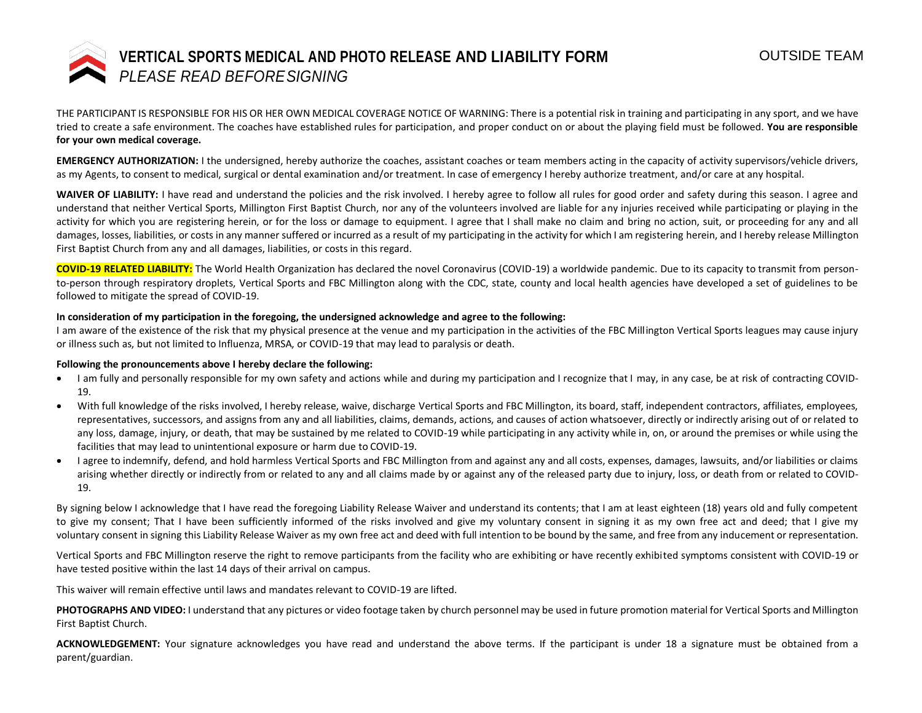# VERTICAL SPORTS MEDICAL AND PHOTO RELEASE AND LIABILITY FORM

*PLEASE READ BEFORE SIGNING*

OUTSIDE TEAM

THE PARTICIPANT IS RESPONSIBLE FOR HIS OR HER OWN MEDICAL COVERAGE NOTICE OF WARNING: There is a potential risk in training and participating in any sport, and we have tried to create a safe environment. The coaches have established rules for participation, and proper conduct on or about the playing field must be followed. **You are responsible for your own medical coverage.**

**EMERGENCY AUTHORIZATION:** I the undersigned, hereby authorize the coaches, assistant coaches or team members acting in the capacity of activity supervisors/vehicle drivers, as my Agents, to consent to medical, surgical or dental examination and/or treatment. In case of emergency I hereby authorize treatment, and/or care at any hospital.

**WAIVER OF LIABILITY:** I have read and understand the policies and the risk involved. I hereby agree to follow all rules for good order and safety during this season. I agree and understand that neither Vertical Sports, Millington First Baptist Church, nor any of the volunteers involved are liable for any injuries received while participating or playing in the activity for which you are registering herein, or for the loss or damage to equipment. I agree that I shall make no claim and bring no action, suit, or proceeding for any and all damages, losses, liabilities, or costs in any manner suffered or incurred as a result of my participating in the activity for which I am registering herein, and I hereby release Millington First Baptist Church from any and all damages, liabilities, or costs in this regard.

**COVID-19 RELATED LIABILITY:** The World Health Organization has declared the novel Coronavirus (COVID-19) a worldwide pandemic. Due to its capacity to transmit from person-to-person through respiratory droplets, Vertical Sports and FBC Millington along with the CDC, state, county and local health agencies have developed a set of guidelines to be followed to mitigate the spread of COVID-19.

**In consideration of my participation in the foregoing, the undersigned acknowledge and agree to the following:**

I am aware of the existence of the risk that my physical presence at the venue and my participation in the activities of the FBC Millington Vertical Sports leagues may cause injury or illness such as, but not limited to Influenza, MRSA, or COVID-19 that may lead to paralysis or death.

**Following the pronouncements above I hereby declare the following:**

- I am fully and personally responsible for my own safety and actions while and during my participation and I recognize that I may, in any case, be at risk of contracting COVID-19.
- With full knowledge of the risks involved, I hereby release, waive, discharge Vertical Sports and FBC Millington, its board, staff, independent contractors, affiliates, employees, representatives, successors, and assigns from any and all liabilities, claims, demands, actions, and causes of action whatsoever, directly or indirectly arising out of or related to any loss, damage, injury, or death, that may be sustained by me related to COVID-19 while participating in any activity while in, on, or around the premises or while using the facilities that may lead to unintentional exposure or harm due to COVID-19.
- I agree to indemnify, defend, and hold harmless Vertical Sports and FBC Millington from and against any and all costs, expenses, damages, lawsuits, and/or liabilities or claims arising whether directly or indirectly from or related to any and all claims made by or against any of the released party due to injury, loss, or death from or related to COVID-19.

By signing below I acknowledge that I have read the foregoing Liability Release Waiver and understand its contents; that I am at least eighteen (18) years old and fully competent to give my consent; That I have been sufficiently informed of the risks involved and give my voluntary consent in signing it as my own free act and deed; that I give my voluntary consent in signing this Liability Release Waiver as my own free act and deed with full intention to be bound by the same, and free from any inducement or representation.

Vertical Sports and FBC Millington reserve the right to remove participants from the facility who are exhibiting or have recently exhibited symptoms consistent with COVID-19 or have tested positive within the last 14 days of their arrival on campus.

This waiver will remain effective until laws and mandates relevant to COVID-19 are lifted.

**PHOTOGRAPHS AND VIDEO:** I understand that any pictures or video footage taken by church personnel may be used in future promotion material for Vertical Sports and Millington First Baptist Church.

**ACKNOWLEDGEMENT:** Your signature acknowledges you have read and understand the above terms. If the participant is under 18 a signature must be obtained from a parent/guardian.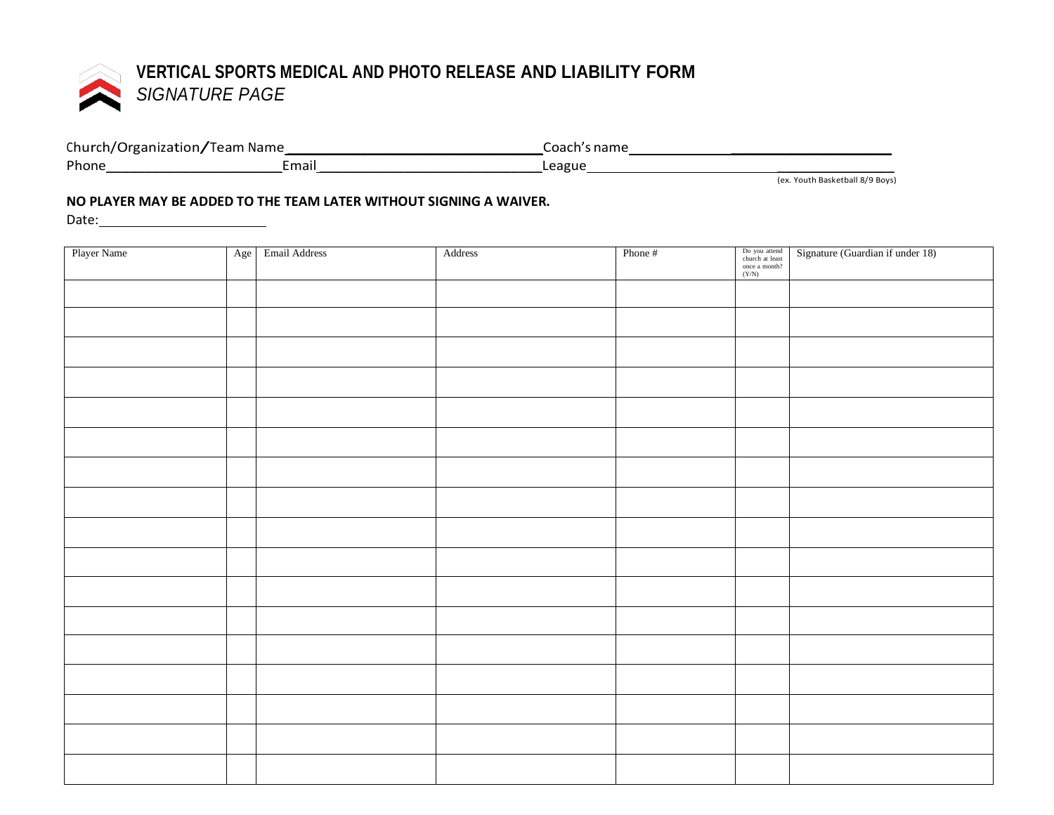# VERTICAL SPORTS MEDICAL AND PHOTO RELEASE AND LIABILITY FORM

*SIGNATURE PAGE*

Church/Organization/Team Name________________________________Coach's name________________________________

Phone______________________Email_____________________________League________________________________________

(ex. Youth Basketball 8/9 Boys)

**NO PLAYER MAY BE ADDED TO THE TEAM LATER WITHOUT SIGNING A WAIVER.**

Date:______________________

| Player Name | Age | Email Address | Address | Phone # | Do you attend church at least once a month? (Y/N) | Signature (Guardian if under 18) |
|---|---|---|---|---|---|---|
| | | | | | | |
| | | | | | | |
| | | | | | | |
| | | | | | | |
| | | | | | | |
| | | | | | | |
| | | | | | | |
| | | | | | | |
| | | | | | | |
| | | | | | | |
| | | | | | | |
| | | | | | | |
| | | | | | | |
| | | | | | | |
| | | | | | | |
| | | | | | | |
| | | | | | | |